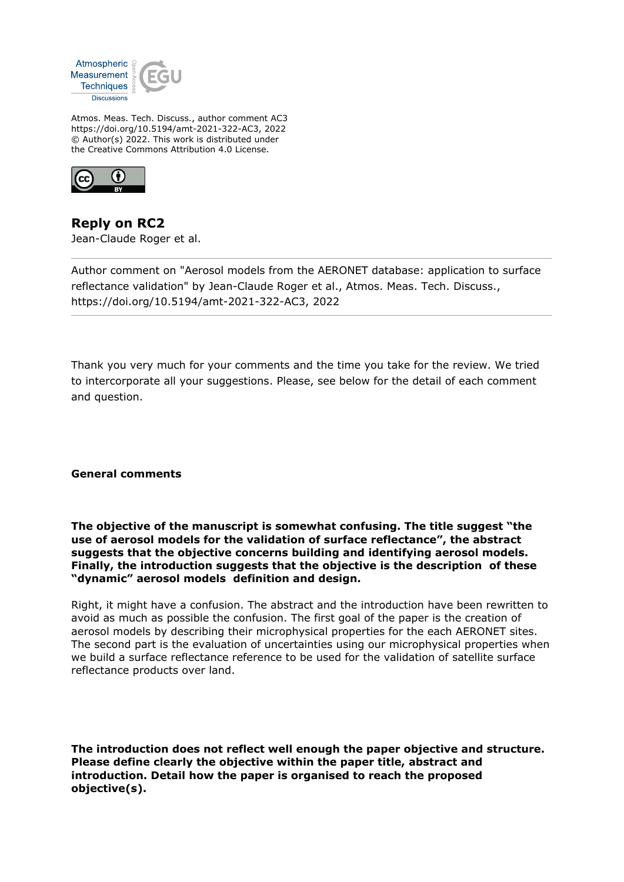Atmospheric Measurement Techniques Discussions

Atmos. Meas. Tech. Discuss., author comment AC3
https://doi.org/10.5194/amt-2021-322-AC3, 2022
© Author(s) 2022. This work is distributed under
the Creative Commons Attribution 4.0 License.

## Reply on RC2

Jean-Claude Roger et al.

Author comment on "Aerosol models from the AERONET database: application to surface reflectance validation" by Jean-Claude Roger et al., Atmos. Meas. Tech. Discuss., https://doi.org/10.5194/amt-2021-322-AC3, 2022

Thank you very much for your comments and the time you take for the review. We tried to intercorporate all your suggestions. Please, see below for the detail of each comment and question.

**General comments**

**The objective of the manuscript is somewhat confusing. The title suggest "the use of aerosol models for the validation of surface reflectance", the abstract suggests that the objective concerns building and identifying aerosol models. Finally, the introduction suggests that the objective is the description of these "dynamic" aerosol models definition and design.**

Right, it might have a confusion. The abstract and the introduction have been rewritten to avoid as much as possible the confusion. The first goal of the paper is the creation of aerosol models by describing their microphysical properties for the each AERONET sites. The second part is the evaluation of uncertainties using our microphysical properties when we build a surface reflectance reference to be used for the validation of satellite surface reflectance products over land.

**The introduction does not reflect well enough the paper objective and structure. Please define clearly the objective within the paper title, abstract and introduction. Detail how the paper is organised to reach the proposed objective(s).**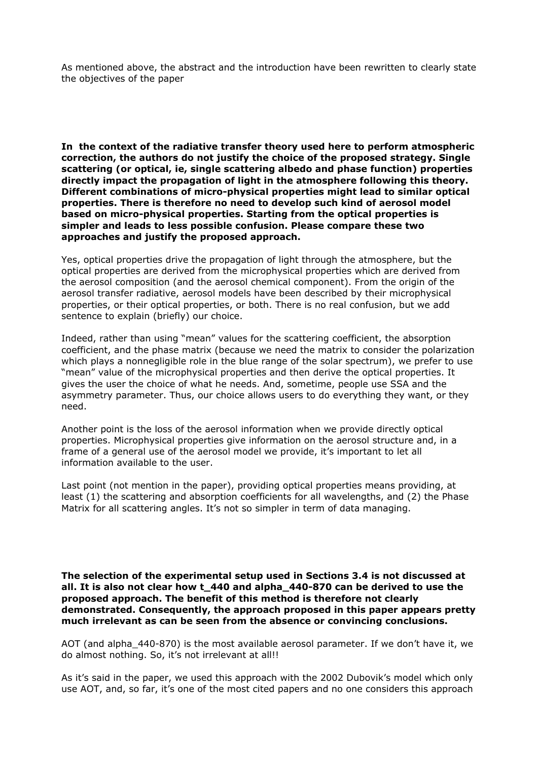As mentioned above, the abstract and the introduction have been rewritten to clearly state the objectives of the paper

**In the context of the radiative transfer theory used here to perform atmospheric correction, the authors do not justify the choice of the proposed strategy. Single scattering (or optical, ie, single scattering albedo and phase function) properties directly impact the propagation of light in the atmosphere following this theory. Different combinations of micro-physical properties might lead to similar optical properties. There is therefore no need to develop such kind of aerosol model based on micro-physical properties. Starting from the optical properties is simpler and leads to less possible confusion. Please compare these two approaches and justify the proposed approach.**

Yes, optical properties drive the propagation of light through the atmosphere, but the optical properties are derived from the microphysical properties which are derived from the aerosol composition (and the aerosol chemical component). From the origin of the aerosol transfer radiative, aerosol models have been described by their microphysical properties, or their optical properties, or both. There is no real confusion, but we add sentence to explain (briefly) our choice.

Indeed, rather than using "mean" values for the scattering coefficient, the absorption coefficient, and the phase matrix (because we need the matrix to consider the polarization which plays a nonnegligible role in the blue range of the solar spectrum), we prefer to use "mean" value of the microphysical properties and then derive the optical properties. It gives the user the choice of what he needs. And, sometime, people use SSA and the asymmetry parameter. Thus, our choice allows users to do everything they want, or they need.

Another point is the loss of the aerosol information when we provide directly optical properties. Microphysical properties give information on the aerosol structure and, in a frame of a general use of the aerosol model we provide, it's important to let all information available to the user.

Last point (not mention in the paper), providing optical properties means providing, at least (1) the scattering and absorption coefficients for all wavelengths, and (2) the Phase Matrix for all scattering angles. It's not so simpler in term of data managing.

**The selection of the experimental setup used in Sections 3.4 is not discussed at all. It is also not clear how $t_{440}$ and $alpha_{440-870}$ can be derived to use the proposed approach. The benefit of this method is therefore not clearly demonstrated. Consequently, the approach proposed in this paper appears pretty much irrelevant as can be seen from the absence or convincing conclusions.**

AOT (and $alpha_{440-870}$) is the most available aerosol parameter. If we don't have it, we do almost nothing. So, it's not irrelevant at all!!

As it's said in the paper, we used this approach with the 2002 Dubovik's model which only use AOT, and, so far, it's one of the most cited papers and no one considers this approach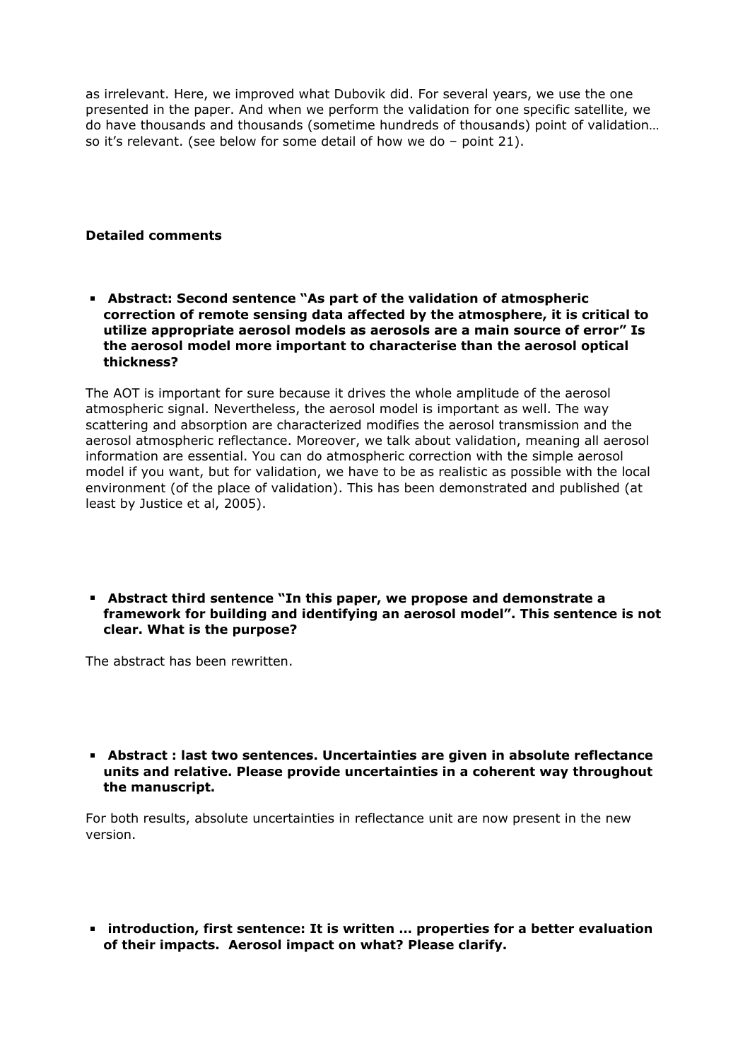as irrelevant. Here, we improved what Dubovik did. For several years, we use the one presented in the paper. And when we perform the validation for one specific satellite, we do have thousands and thousands (sometime hundreds of thousands) point of validation… so it's relevant. (see below for some detail of how we do – point 21).

**Detailed comments**

- **Abstract: Second sentence "As part of the validation of atmospheric correction of remote sensing data affected by the atmosphere, it is critical to utilize appropriate aerosol models as aerosols are a main source of error" Is the aerosol model more important to characterise than the aerosol optical thickness?**

The AOT is important for sure because it drives the whole amplitude of the aerosol atmospheric signal. Nevertheless, the aerosol model is important as well. The way scattering and absorption are characterized modifies the aerosol transmission and the aerosol atmospheric reflectance. Moreover, we talk about validation, meaning all aerosol information are essential. You can do atmospheric correction with the simple aerosol model if you want, but for validation, we have to be as realistic as possible with the local environment (of the place of validation). This has been demonstrated and published (at least by Justice et al, 2005).

- **Abstract third sentence "In this paper, we propose and demonstrate a framework for building and identifying an aerosol model". This sentence is not clear. What is the purpose?**

The abstract has been rewritten.

- **Abstract : last two sentences. Uncertainties are given in absolute reflectance units and relative. Please provide uncertainties in a coherent way throughout the manuscript.**

For both results, absolute uncertainties in reflectance unit are now present in the new version.

- **introduction, first sentence: It is written … properties for a better evaluation of their impacts. Aerosol impact on what? Please clarify.**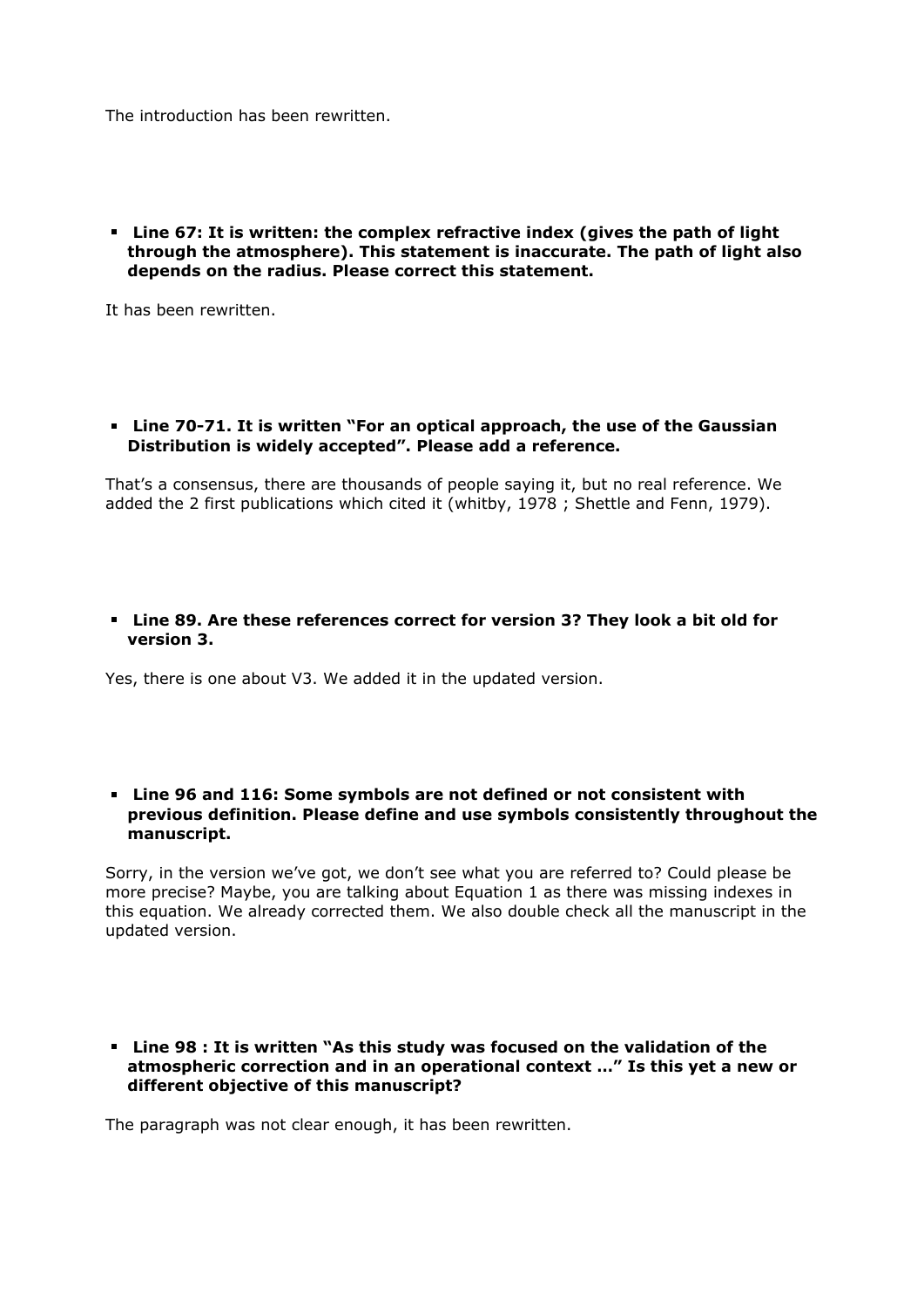The introduction has been rewritten.

- **Line 67: It is written: the complex refractive index (gives the path of light through the atmosphere). This statement is inaccurate. The path of light also depends on the radius. Please correct this statement.**

It has been rewritten.

- **Line 70-71. It is written "For an optical approach, the use of the Gaussian Distribution is widely accepted". Please add a reference.**

That's a consensus, there are thousands of people saying it, but no real reference. We added the 2 first publications which cited it (whitby, 1978 ; Shettle and Fenn, 1979).

- **Line 89. Are these references correct for version 3? They look a bit old for version 3.**

Yes, there is one about V3. We added it in the updated version.

- **Line 96 and 116: Some symbols are not defined or not consistent with previous definition. Please define and use symbols consistently throughout the manuscript.**

Sorry, in the version we've got, we don't see what you are referred to? Could please be more precise? Maybe, you are talking about Equation 1 as there was missing indexes in this equation. We already corrected them. We also double check all the manuscript in the updated version.

- **Line 98 : It is written "As this study was focused on the validation of the atmospheric correction and in an operational context …" Is this yet a new or different objective of this manuscript?**

The paragraph was not clear enough, it has been rewritten.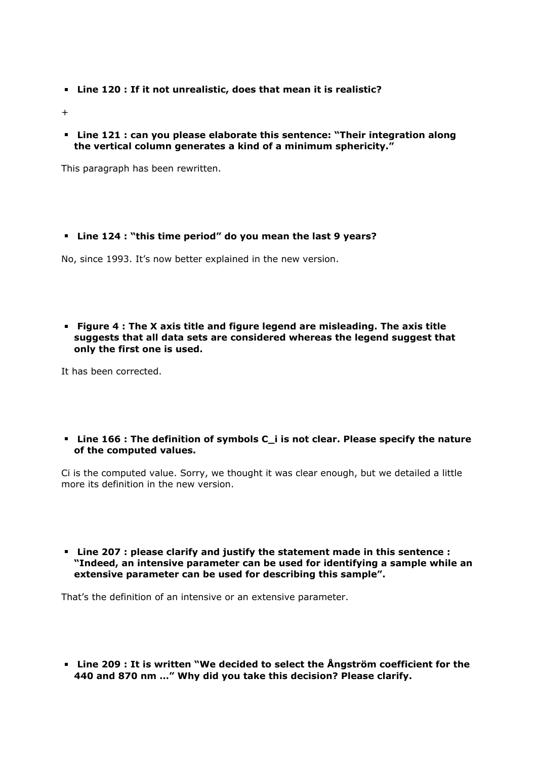- **Line 120 : If it not unrealistic, does that mean it is realistic?**

+

- **Line 121 : can you please elaborate this sentence: "Their integration along the vertical column generates a kind of a minimum sphericity."**

This paragraph has been rewritten.

- **Line 124 : "this time period" do you mean the last 9 years?**

No, since 1993. It's now better explained in the new version.

- **Figure 4 : The X axis title and figure legend are misleading. The axis title suggests that all data sets are considered whereas the legend suggest that only the first one is used.**

It has been corrected.

- **Line 166 : The definition of symbols C_i is not clear. Please specify the nature of the computed values.**

Ci is the computed value. Sorry, we thought it was clear enough, but we detailed a little more its definition in the new version.

- **Line 207 : please clarify and justify the statement made in this sentence : "Indeed, an intensive parameter can be used for identifying a sample while an extensive parameter can be used for describing this sample".**

That's the definition of an intensive or an extensive parameter.

- **Line 209 : It is written "We decided to select the Ångström coefficient for the 440 and 870 nm …" Why did you take this decision? Please clarify.**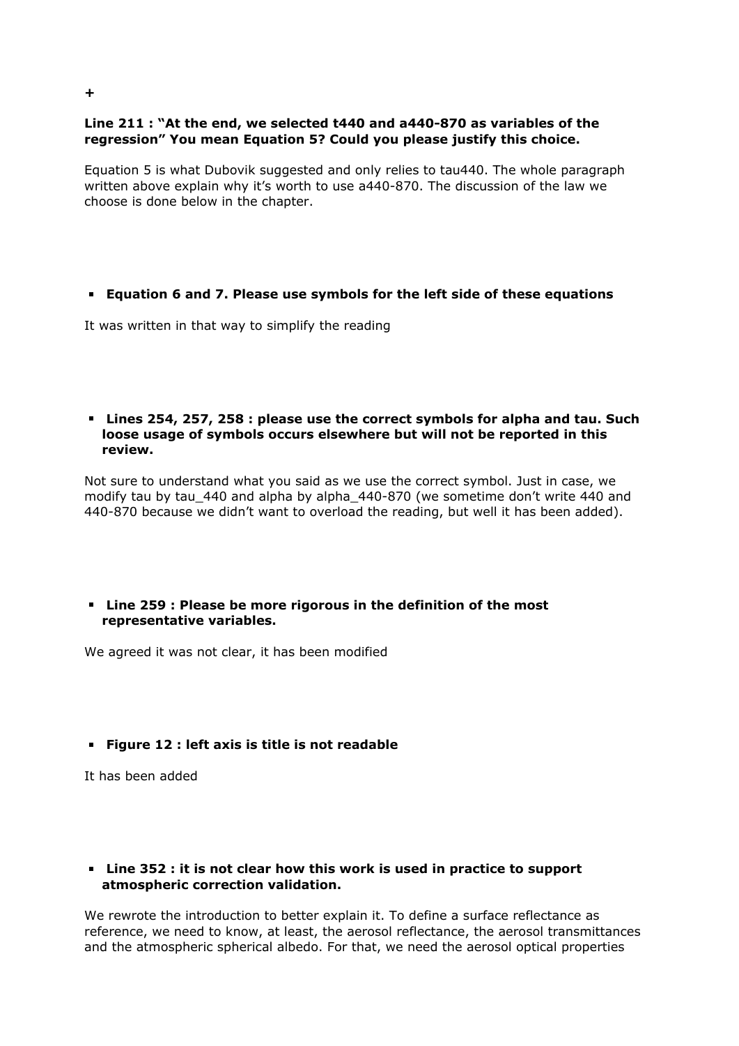+

**Line 211 : "At the end, we selected t440 and a440-870 as variables of the regression" You mean Equation 5? Could you please justify this choice.**

Equation 5 is what Dubovik suggested and only relies to tau440. The whole paragraph written above explain why it's worth to use a440-870. The discussion of the law we choose is done below in the chapter.

- **Equation 6 and 7. Please use symbols for the left side of these equations**

It was written in that way to simplify the reading

- **Lines 254, 257, 258 : please use the correct symbols for alpha and tau. Such loose usage of symbols occurs elsewhere but will not be reported in this review.**

Not sure to understand what you said as we use the correct symbol. Just in case, we modify tau by tau_440 and alpha by alpha_440-870 (we sometime don't write 440 and 440-870 because we didn't want to overload the reading, but well it has been added).

- **Line 259 : Please be more rigorous in the definition of the most representative variables.**

We agreed it was not clear, it has been modified

- **Figure 12 : left axis is title is not readable**

It has been added

- **Line 352 : it is not clear how this work is used in practice to support atmospheric correction validation.**

We rewrote the introduction to better explain it. To define a surface reflectance as reference, we need to know, at least, the aerosol reflectance, the aerosol transmittances and the atmospheric spherical albedo. For that, we need the aerosol optical properties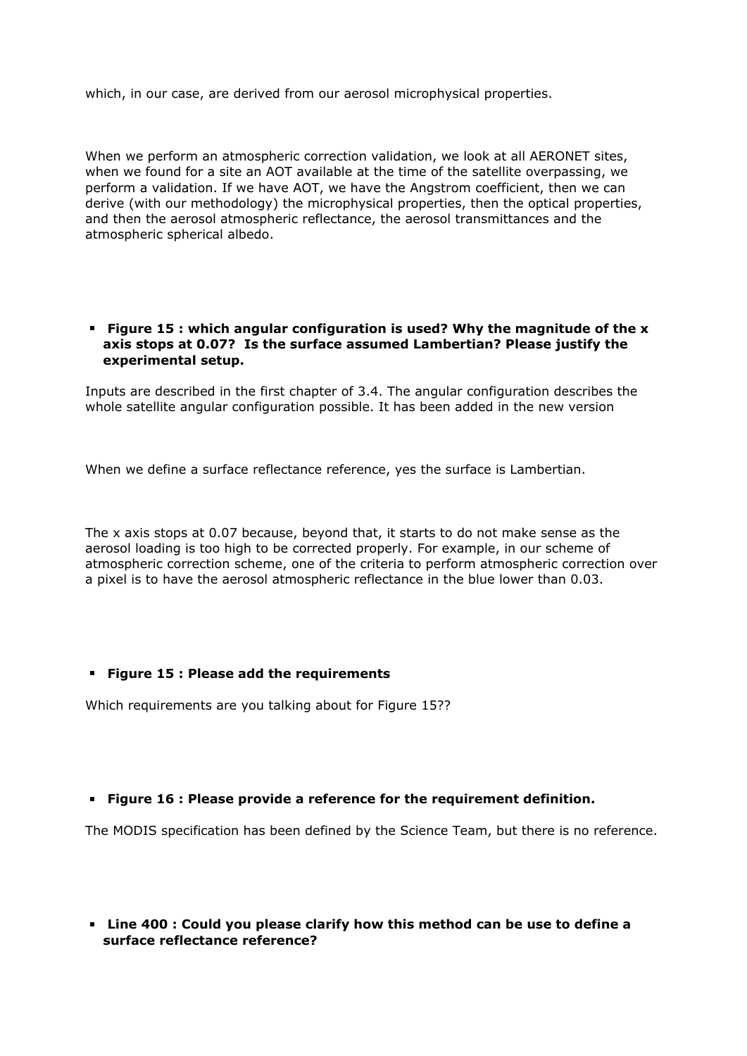which, in our case, are derived from our aerosol microphysical properties.

When we perform an atmospheric correction validation, we look at all AERONET sites, when we found for a site an AOT available at the time of the satellite overpassing, we perform a validation. If we have AOT, we have the Angstrom coefficient, then we can derive (with our methodology) the microphysical properties, then the optical properties, and then the aerosol atmospheric reflectance, the aerosol transmittances and the atmospheric spherical albedo.

- **Figure 15 : which angular configuration is used? Why the magnitude of the x axis stops at 0.07? Is the surface assumed Lambertian? Please justify the experimental setup.**

Inputs are described in the first chapter of 3.4. The angular configuration describes the whole satellite angular configuration possible. It has been added in the new version

When we define a surface reflectance reference, yes the surface is Lambertian.

The x axis stops at 0.07 because, beyond that, it starts to do not make sense as the aerosol loading is too high to be corrected properly. For example, in our scheme of atmospheric correction scheme, one of the criteria to perform atmospheric correction over a pixel is to have the aerosol atmospheric reflectance in the blue lower than 0.03.

- **Figure 15 : Please add the requirements**

Which requirements are you talking about for Figure 15??

- **Figure 16 : Please provide a reference for the requirement definition.**

The MODIS specification has been defined by the Science Team, but there is no reference.

- **Line 400 : Could you please clarify how this method can be use to define a surface reflectance reference?**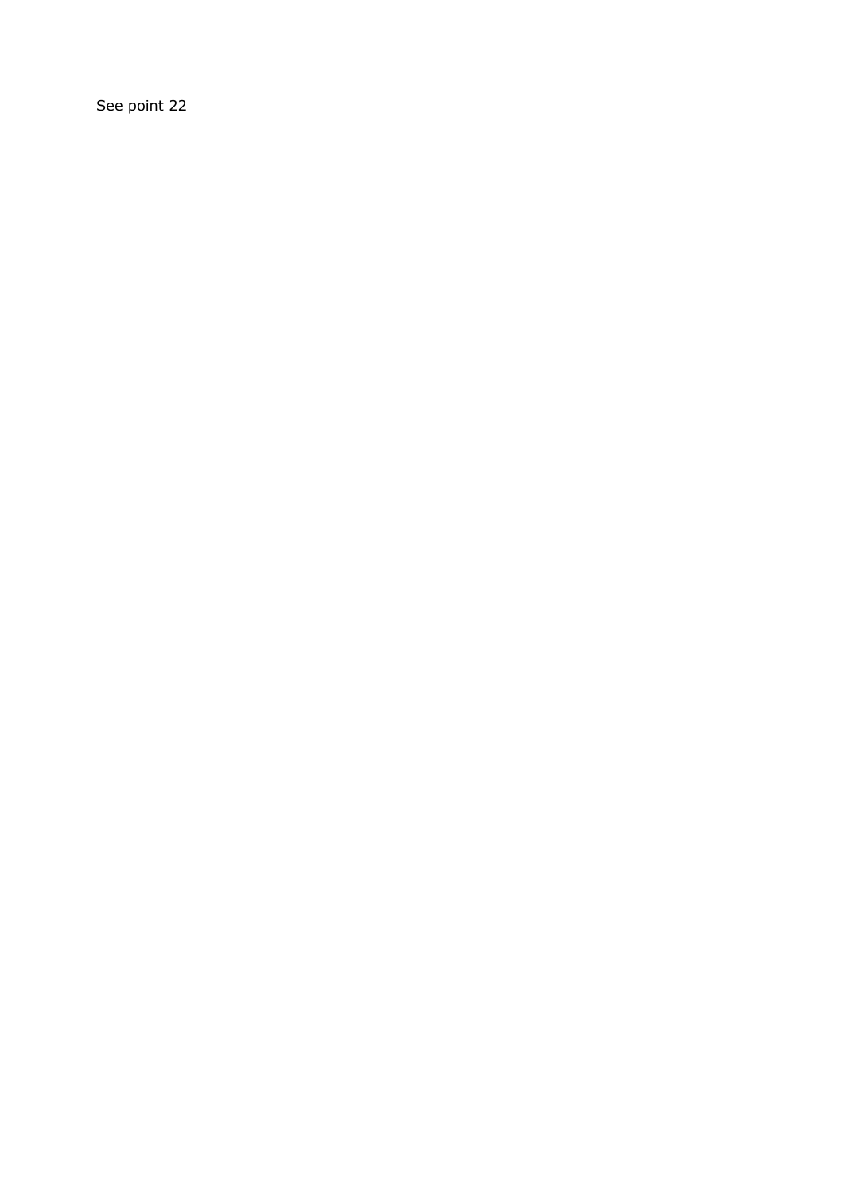See point 22